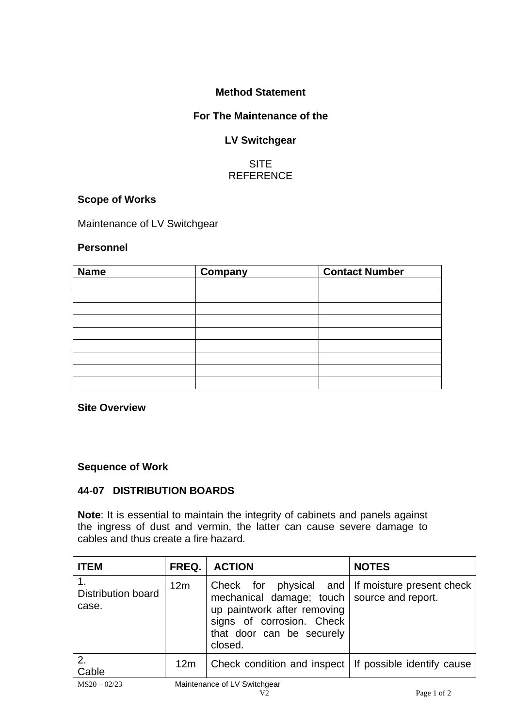**Method Statement**

**For The Maintenance of the**

**LV Switchgear**

SITE
REFERENCE

**Scope of Works**

Maintenance of LV Switchgear

**Personnel**

| Name | Company | Contact Number |
|---|---|---|
| | | |
| | | |
| | | |
| | | |
| | | |
| | | |
| | | |
| | | |
| | | |

**Site Overview**

**Sequence of Work**

**44-07 DISTRIBUTION BOARDS**

**Note**: It is essential to maintain the integrity of cabinets and panels against the ingress of dust and vermin, the latter can cause severe damage to cables and thus create a fire hazard.

| ITEM | FREQ. | ACTION | NOTES |
|---|---|---|---|
| 1. Distribution board case. | 12m | Check for physical and mechanical damage; touch up paintwork after removing signs of corrosion. Check that door can be securely closed. | If moisture present check source and report. |
| 2. Cable | 12m | Check condition and inspect | If possible identify cause |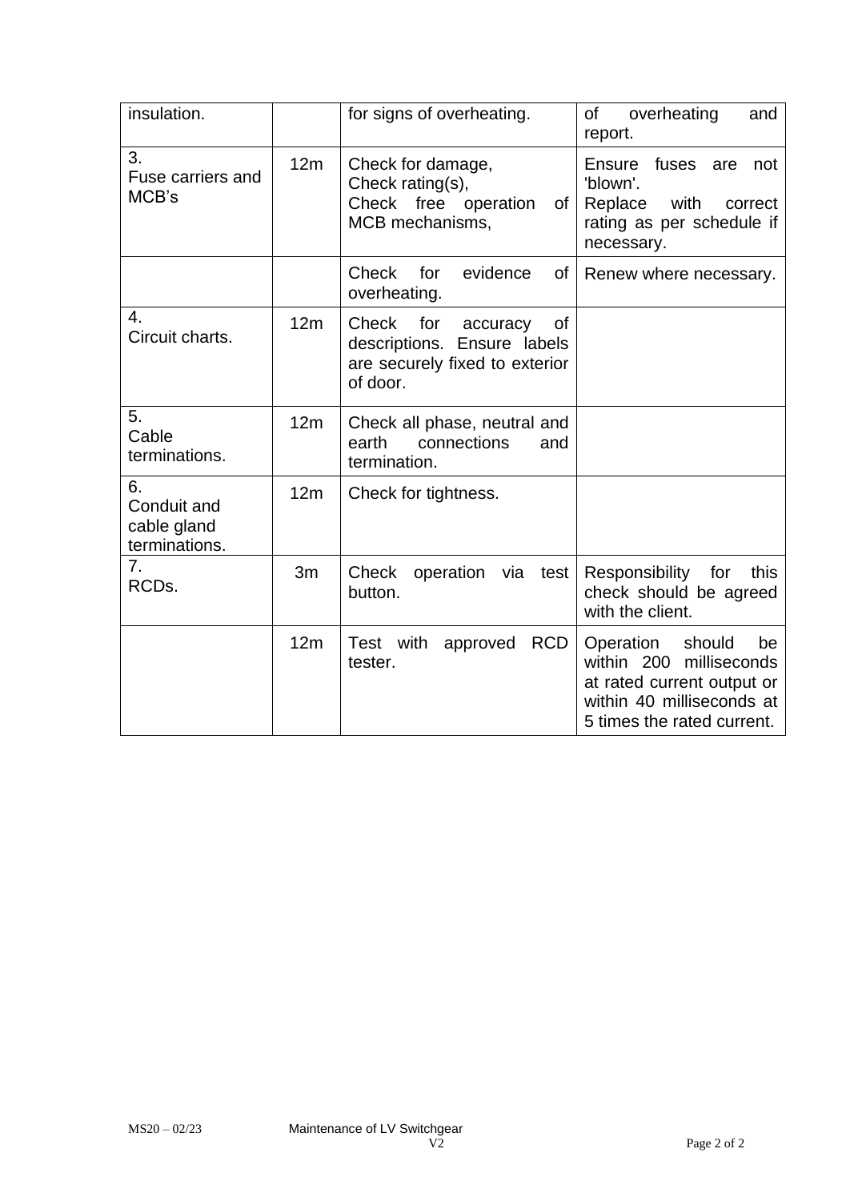| | | | |
|---|---|---|---|
| insulation. | | for signs of overheating. | of overheating and report. |
| 3.<br>Fuse carriers and MCB's | 12m | Check for damage,<br>Check rating(s),<br>Check free operation of MCB mechanisms, | Ensure fuses are not 'blown'.<br>Replace with correct rating as per schedule if necessary. |
| | | Check for evidence of overheating. | Renew where necessary. |
| 4.<br>Circuit charts. | 12m | Check for accuracy of descriptions. Ensure labels are securely fixed to exterior of door. | |
| 5.<br>Cable terminations. | 12m | Check all phase, neutral and earth connections and termination. | |
| 6.<br>Conduit and cable gland terminations. | 12m | Check for tightness. | |
| 7.<br>RCDs. | 3m | Check operation via test button. | Responsibility for this check should be agreed with the client. |
| | 12m | Test with approved RCD tester. | Operation should be within 200 milliseconds at rated current output or within 40 milliseconds at 5 times the rated current. |